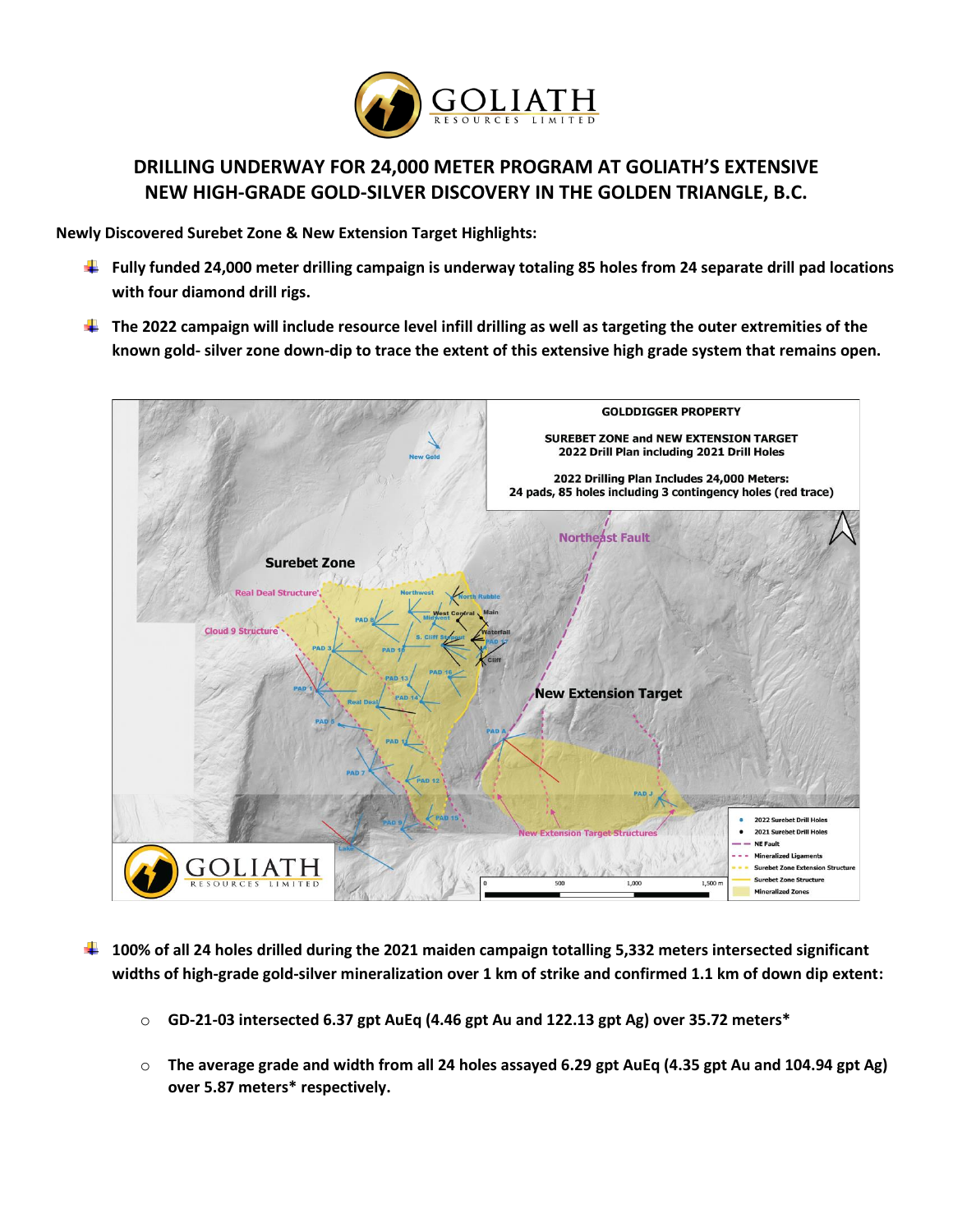# DRILLING UNDERWAY FOR 24,000 METER PROGRAM AT GOLIATH'S EXTENSIVE NEW HIGH-GRADE GOLD-SILVER DISCOVERY IN THE GOLDEN TRIANGLE, B.C.

**Newly Discovered Surebet Zone & New Extension Target Highlights:**

- **Fully funded 24,000 meter drilling campaign is underway totaling 85 holes from 24 separate drill pad locations with four diamond drill rigs.**
- **The 2022 campaign will include resource level infill drilling as well as targeting the outer extremities of the known gold- silver zone down-dip to trace the extent of this extensive high grade system that remains open.**

- **100% of all 24 holes drilled during the 2021 maiden campaign totalling 5,332 meters intersected significant widths of high-grade gold-silver mineralization over 1 km of strike and confirmed 1.1 km of down dip extent:**
  - **GD-21-03 intersected 6.37 gpt AuEq (4.46 gpt Au and 122.13 gpt Ag) over 35.72 meters***
  - **The average grade and width from all 24 holes assayed 6.29 gpt AuEq (4.35 gpt Au and 104.94 gpt Ag) over 5.87 meters* respectively.**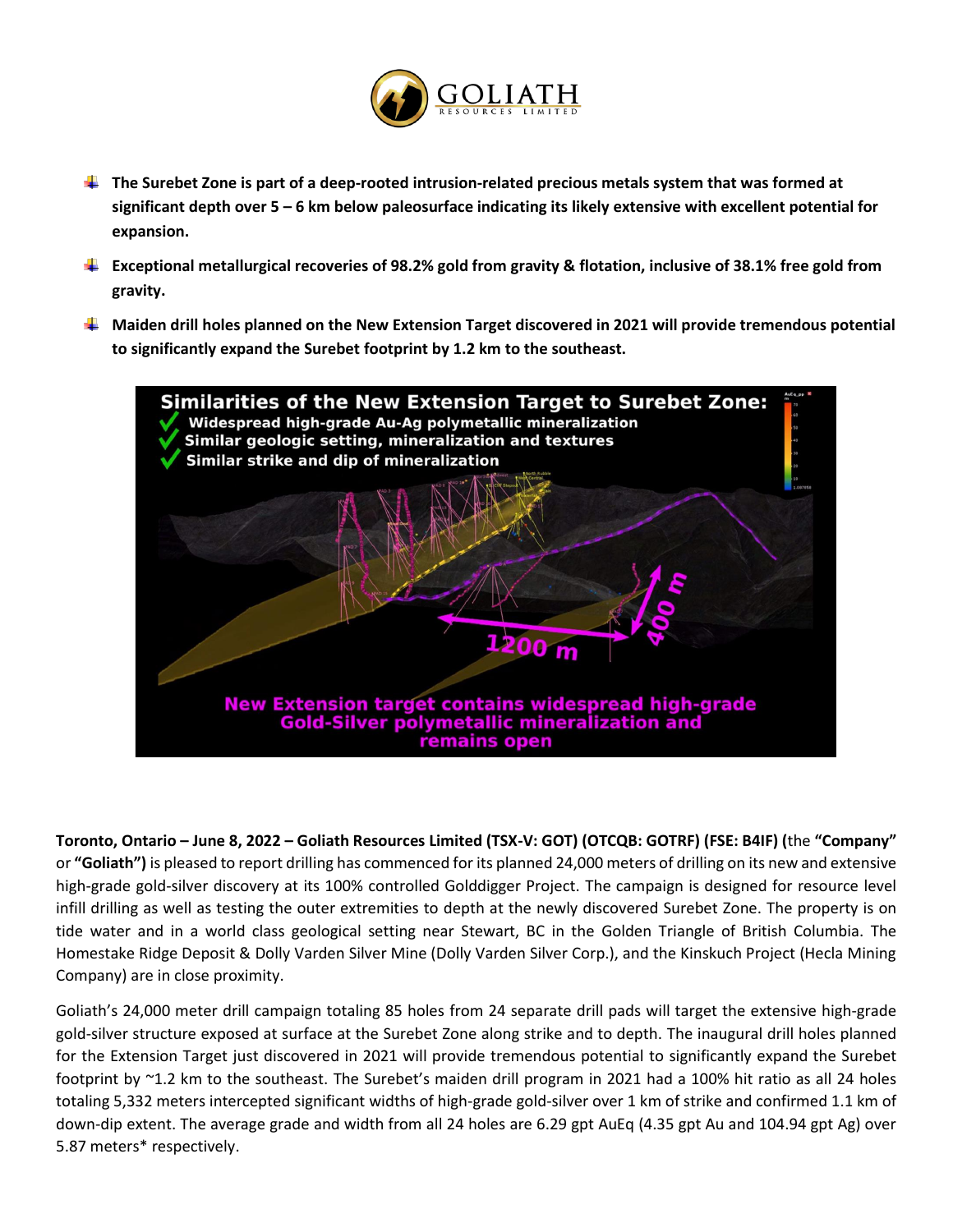- **The Surebet Zone is part of a deep-rooted intrusion-related precious metals system that was formed at significant depth over 5 – 6 km below paleosurface indicating its likely extensive with excellent potential for expansion.**
- **Exceptional metallurgical recoveries of 98.2% gold from gravity & flotation, inclusive of 38.1% free gold from gravity.**
- **Maiden drill holes planned on the New Extension Target discovered in 2021 will provide tremendous potential to significantly expand the Surebet footprint by 1.2 km to the southeast.**

**Toronto, Ontario – June 8, 2022 – Goliath Resources Limited (TSX-V: GOT) (OTCQB: GOTRF) (FSE: B4IF) (**the **"Company"** or **"Goliath")** is pleased to report drilling has commenced for its planned 24,000 meters of drilling on its new and extensive high-grade gold-silver discovery at its 100% controlled Golddigger Project. The campaign is designed for resource level infill drilling as well as testing the outer extremities to depth at the newly discovered Surebet Zone. The property is on tide water and in a world class geological setting near Stewart, BC in the Golden Triangle of British Columbia. The Homestake Ridge Deposit & Dolly Varden Silver Mine (Dolly Varden Silver Corp.), and the Kinskuch Project (Hecla Mining Company) are in close proximity.

Goliath's 24,000 meter drill campaign totaling 85 holes from 24 separate drill pads will target the extensive high-grade gold-silver structure exposed at surface at the Surebet Zone along strike and to depth. The inaugural drill holes planned for the Extension Target just discovered in 2021 will provide tremendous potential to significantly expand the Surebet footprint by ~1.2 km to the southeast. The Surebet's maiden drill program in 2021 had a 100% hit ratio as all 24 holes totaling 5,332 meters intercepted significant widths of high-grade gold-silver over 1 km of strike and confirmed 1.1 km of down-dip extent. The average grade and width from all 24 holes are 6.29 gpt AuEq (4.35 gpt Au and 104.94 gpt Ag) over 5.87 meters* respectively.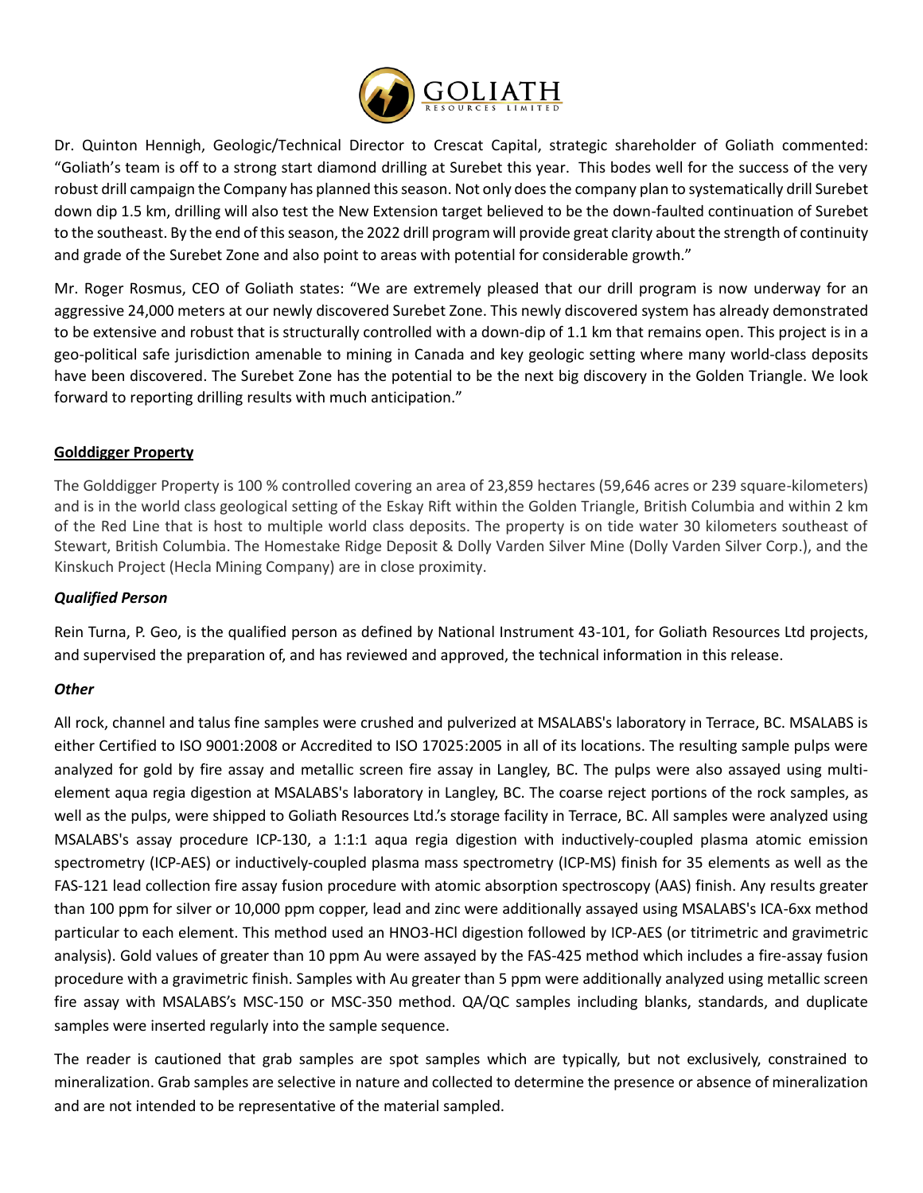Dr. Quinton Hennigh, Geologic/Technical Director to Crescat Capital, strategic shareholder of Goliath commented: "Goliath's team is off to a strong start diamond drilling at Surebet this year. This bodes well for the success of the very robust drill campaign the Company has planned this season. Not only does the company plan to systematically drill Surebet down dip 1.5 km, drilling will also test the New Extension target believed to be the down-faulted continuation of Surebet to the southeast. By the end of this season, the 2022 drill program will provide great clarity about the strength of continuity and grade of the Surebet Zone and also point to areas with potential for considerable growth."

Mr. Roger Rosmus, CEO of Goliath states: "We are extremely pleased that our drill program is now underway for an aggressive 24,000 meters at our newly discovered Surebet Zone. This newly discovered system has already demonstrated to be extensive and robust that is structurally controlled with a down-dip of 1.1 km that remains open. This project is in a geo-political safe jurisdiction amenable to mining in Canada and key geologic setting where many world-class deposits have been discovered. The Surebet Zone has the potential to be the next big discovery in the Golden Triangle. We look forward to reporting drilling results with much anticipation."

**Golddigger Property**

The Golddigger Property is 100 % controlled covering an area of 23,859 hectares (59,646 acres or 239 square-kilometers) and is in the world class geological setting of the Eskay Rift within the Golden Triangle, British Columbia and within 2 km of the Red Line that is host to multiple world class deposits. The property is on tide water 30 kilometers southeast of Stewart, British Columbia. The Homestake Ridge Deposit & Dolly Varden Silver Mine (Dolly Varden Silver Corp.), and the Kinskuch Project (Hecla Mining Company) are in close proximity.

***Qualified Person***

Rein Turna, P. Geo, is the qualified person as defined by National Instrument 43-101, for Goliath Resources Ltd projects, and supervised the preparation of, and has reviewed and approved, the technical information in this release.

***Other***

All rock, channel and talus fine samples were crushed and pulverized at MSALABS's laboratory in Terrace, BC. MSALABS is either Certified to ISO 9001:2008 or Accredited to ISO 17025:2005 in all of its locations. The resulting sample pulps were analyzed for gold by fire assay and metallic screen fire assay in Langley, BC. The pulps were also assayed using multi-element aqua regia digestion at MSALABS's laboratory in Langley, BC. The coarse reject portions of the rock samples, as well as the pulps, were shipped to Goliath Resources Ltd.'s storage facility in Terrace, BC. All samples were analyzed using MSALABS's assay procedure ICP-130, a 1:1:1 aqua regia digestion with inductively-coupled plasma atomic emission spectrometry (ICP-AES) or inductively-coupled plasma mass spectrometry (ICP-MS) finish for 35 elements as well as the FAS-121 lead collection fire assay fusion procedure with atomic absorption spectroscopy (AAS) finish. Any results greater than 100 ppm for silver or 10,000 ppm copper, lead and zinc were additionally assayed using MSALABS's ICA-6xx method particular to each element. This method used an $HNO_3$-HCl digestion followed by ICP-AES (or titrimetric and gravimetric analysis). Gold values of greater than 10 ppm Au were assayed by the FAS-425 method which includes a fire-assay fusion procedure with a gravimetric finish. Samples with Au greater than 5 ppm were additionally analyzed using metallic screen fire assay with MSALABS's MSC-150 or MSC-350 method. QA/QC samples including blanks, standards, and duplicate samples were inserted regularly into the sample sequence.

The reader is cautioned that grab samples are spot samples which are typically, but not exclusively, constrained to mineralization. Grab samples are selective in nature and collected to determine the presence or absence of mineralization and are not intended to be representative of the material sampled.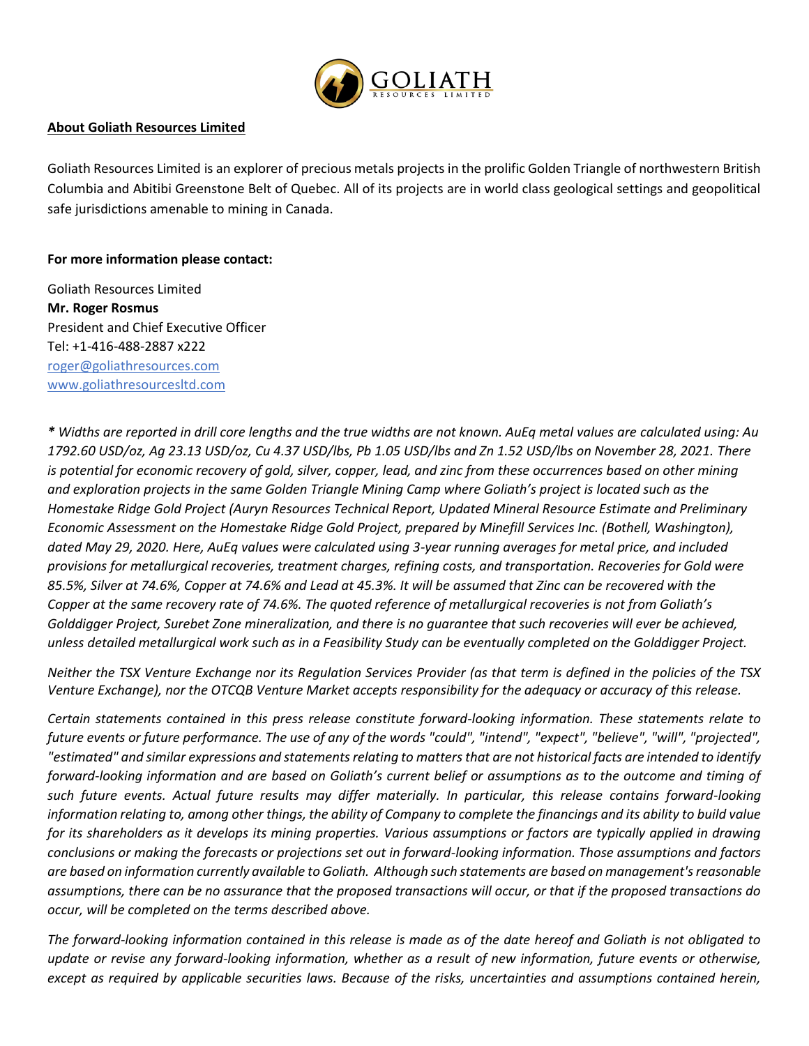**About Goliath Resources Limited**

Goliath Resources Limited is an explorer of precious metals projects in the prolific Golden Triangle of northwestern British Columbia and Abitibi Greenstone Belt of Quebec. All of its projects are in world class geological settings and geopolitical safe jurisdictions amenable to mining in Canada.

**For more information please contact:**

Goliath Resources Limited
**Mr. Roger Rosmus**
President and Chief Executive Officer
Tel: +1-416-488-2887 x222
roger@goliathresources.com
www.goliathresourcesltd.com

*\* Widths are reported in drill core lengths and the true widths are not known. AuEq metal values are calculated using: Au 1792.60 USD/oz, Ag 23.13 USD/oz, Cu 4.37 USD/lbs, Pb 1.05 USD/lbs and Zn 1.52 USD/lbs on November 28, 2021. There is potential for economic recovery of gold, silver, copper, lead, and zinc from these occurrences based on other mining and exploration projects in the same Golden Triangle Mining Camp where Goliath's project is located such as the Homestake Ridge Gold Project (Auryn Resources Technical Report, Updated Mineral Resource Estimate and Preliminary Economic Assessment on the Homestake Ridge Gold Project, prepared by Minefill Services Inc. (Bothell, Washington), dated May 29, 2020. Here, AuEq values were calculated using 3-year running averages for metal price, and included provisions for metallurgical recoveries, treatment charges, refining costs, and transportation. Recoveries for Gold were 85.5%, Silver at 74.6%, Copper at 74.6% and Lead at 45.3%. It will be assumed that Zinc can be recovered with the Copper at the same recovery rate of 74.6%. The quoted reference of metallurgical recoveries is not from Goliath's Golddigger Project, Surebet Zone mineralization, and there is no guarantee that such recoveries will ever be achieved, unless detailed metallurgical work such as in a Feasibility Study can be eventually completed on the Golddigger Project.*

*Neither the TSX Venture Exchange nor its Regulation Services Provider (as that term is defined in the policies of the TSX Venture Exchange), nor the OTCQB Venture Market accepts responsibility for the adequacy or accuracy of this release.*

*Certain statements contained in this press release constitute forward-looking information. These statements relate to future events or future performance. The use of any of the words "could", "intend", "expect", "believe", "will", "projected", "estimated" and similar expressions and statements relating to matters that are not historical facts are intended to identify forward-looking information and are based on Goliath's current belief or assumptions as to the outcome and timing of such future events. Actual future results may differ materially. In particular, this release contains forward-looking information relating to, among other things, the ability of Company to complete the financings and its ability to build value for its shareholders as it develops its mining properties. Various assumptions or factors are typically applied in drawing conclusions or making the forecasts or projections set out in forward-looking information. Those assumptions and factors are based on information currently available to Goliath. Although such statements are based on management's reasonable assumptions, there can be no assurance that the proposed transactions will occur, or that if the proposed transactions do occur, will be completed on the terms described above.*

*The forward-looking information contained in this release is made as of the date hereof and Goliath is not obligated to update or revise any forward-looking information, whether as a result of new information, future events or otherwise, except as required by applicable securities laws. Because of the risks, uncertainties and assumptions contained herein,*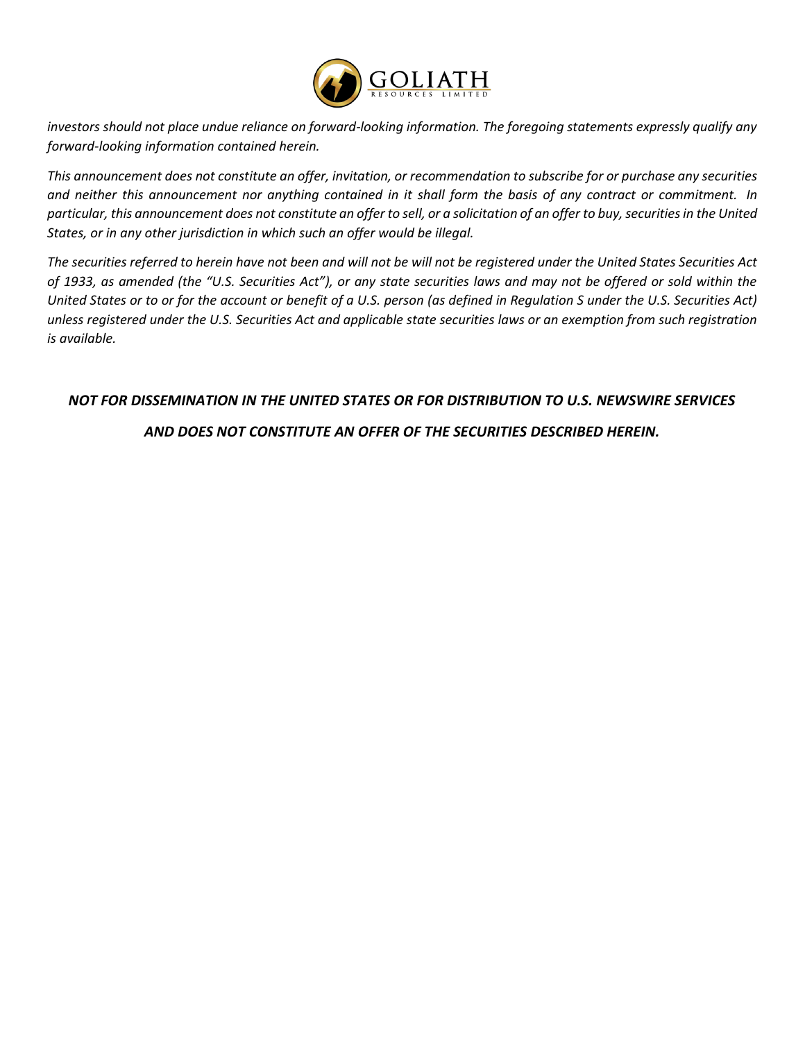*investors should not place undue reliance on forward-looking information. The foregoing statements expressly qualify any forward-looking information contained herein.*

*This announcement does not constitute an offer, invitation, or recommendation to subscribe for or purchase any securities and neither this announcement nor anything contained in it shall form the basis of any contract or commitment. In particular, this announcement does not constitute an offer to sell, or a solicitation of an offer to buy, securities in the United States, or in any other jurisdiction in which such an offer would be illegal.*

*The securities referred to herein have not been and will not be will not be registered under the United States Securities Act of 1933, as amended (the "U.S. Securities Act"), or any state securities laws and may not be offered or sold within the United States or to or for the account or benefit of a U.S. person (as defined in Regulation S under the U.S. Securities Act) unless registered under the U.S. Securities Act and applicable state securities laws or an exemption from such registration is available.*

***NOT FOR DISSEMINATION IN THE UNITED STATES OR FOR DISTRIBUTION TO U.S. NEWSWIRE SERVICES***

***AND DOES NOT CONSTITUTE AN OFFER OF THE SECURITIES DESCRIBED HEREIN.***